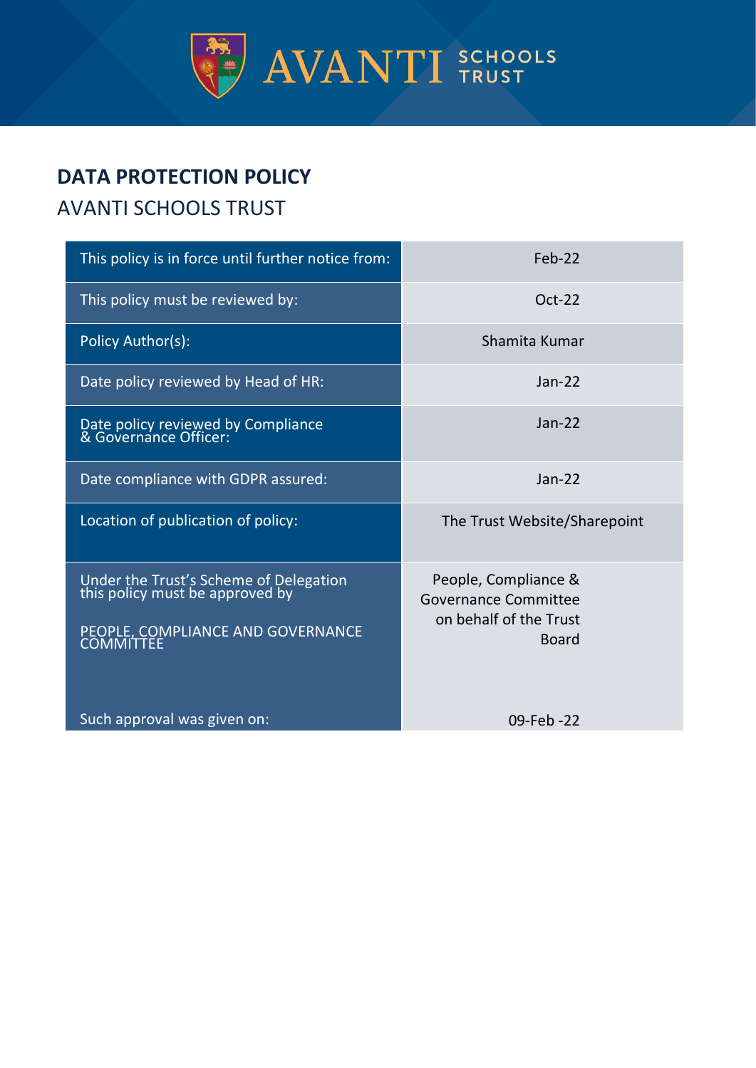AVANTI SCHOOLS TRUST

# DATA PROTECTION POLICY

## AVANTI SCHOOLS TRUST

| | |
|---|---|
| This policy is in force until further notice from: | Feb-22 |
| This policy must be reviewed by: | Oct-22 |
| Policy Author(s): | Shamita Kumar |
| Date policy reviewed by Head of HR: | Jan-22 |
| Date policy reviewed by Compliance & Governance Officer: | Jan-22 |
| Date compliance with GDPR assured: | Jan-22 |
| Location of publication of policy: | The Trust Website/Sharepoint |
| Under the Trust's Scheme of Delegation this policy must be approved by PEOPLE, COMPLIANCE AND GOVERNANCE COMMITTEE | People, Compliance & Governance Committee on behalf of the Trust Board |
| Such approval was given on: | 09-Feb -22 |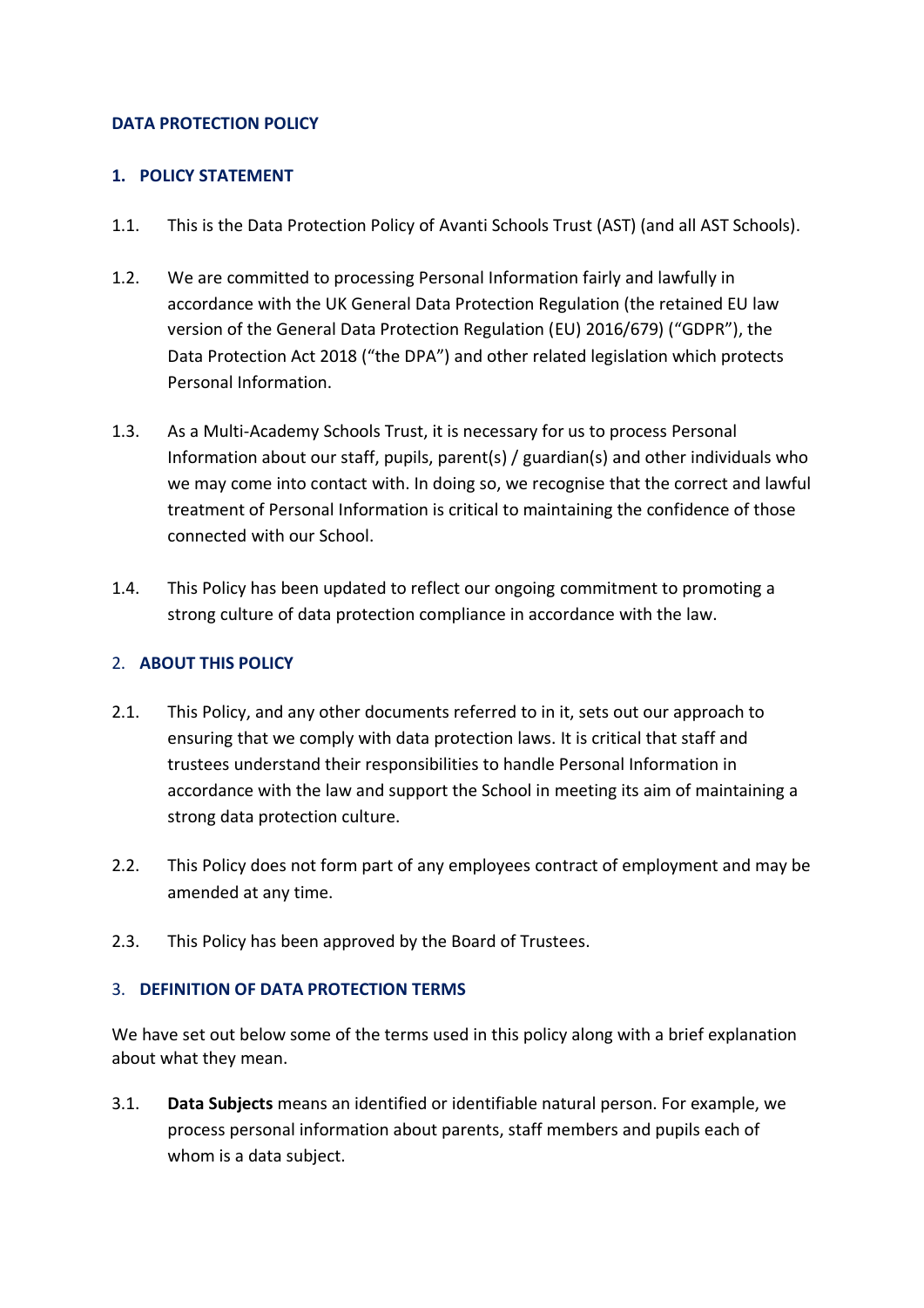**DATA PROTECTION POLICY**

## 1. POLICY STATEMENT

1.1. This is the Data Protection Policy of Avanti Schools Trust (AST) (and all AST Schools).

1.2. We are committed to processing Personal Information fairly and lawfully in accordance with the UK General Data Protection Regulation (the retained EU law version of the General Data Protection Regulation (EU) 2016/679) ("GDPR"), the Data Protection Act 2018 ("the DPA") and other related legislation which protects Personal Information.

1.3. As a Multi-Academy Schools Trust, it is necessary for us to process Personal Information about our staff, pupils, parent(s) / guardian(s) and other individuals who we may come into contact with. In doing so, we recognise that the correct and lawful treatment of Personal Information is critical to maintaining the confidence of those connected with our School.

1.4. This Policy has been updated to reflect our ongoing commitment to promoting a strong culture of data protection compliance in accordance with the law.

## 2. ABOUT THIS POLICY

2.1. This Policy, and any other documents referred to in it, sets out our approach to ensuring that we comply with data protection laws. It is critical that staff and trustees understand their responsibilities to handle Personal Information in accordance with the law and support the School in meeting its aim of maintaining a strong data protection culture.

2.2. This Policy does not form part of any employees contract of employment and may be amended at any time.

2.3. This Policy has been approved by the Board of Trustees.

## 3. DEFINITION OF DATA PROTECTION TERMS

We have set out below some of the terms used in this policy along with a brief explanation about what they mean.

3.1. **Data Subjects** means an identified or identifiable natural person. For example, we process personal information about parents, staff members and pupils each of whom is a data subject.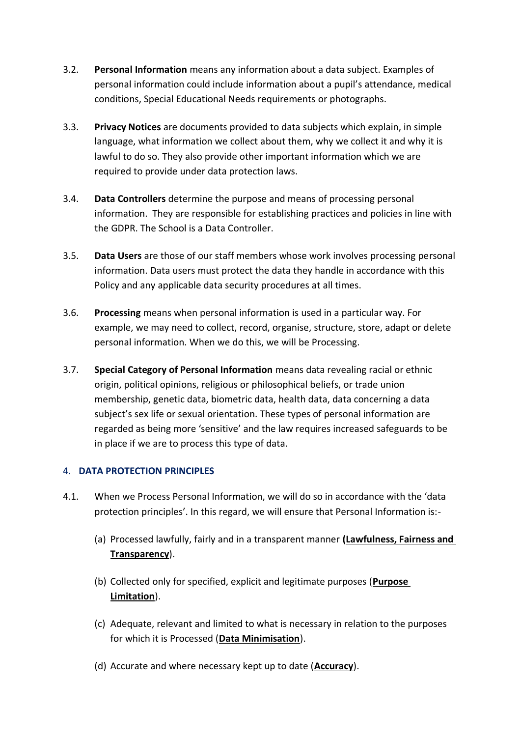3.2. **Personal Information** means any information about a data subject. Examples of personal information could include information about a pupil's attendance, medical conditions, Special Educational Needs requirements or photographs.

3.3. **Privacy Notices** are documents provided to data subjects which explain, in simple language, what information we collect about them, why we collect it and why it is lawful to do so. They also provide other important information which we are required to provide under data protection laws.

3.4. **Data Controllers** determine the purpose and means of processing personal information. They are responsible for establishing practices and policies in line with the GDPR. The School is a Data Controller.

3.5. **Data Users** are those of our staff members whose work involves processing personal information. Data users must protect the data they handle in accordance with this Policy and any applicable data security procedures at all times.

3.6. **Processing** means when personal information is used in a particular way. For example, we may need to collect, record, organise, structure, store, adapt or delete personal information. When we do this, we will be Processing.

3.7. **Special Category of Personal Information** means data revealing racial or ethnic origin, political opinions, religious or philosophical beliefs, or trade union membership, genetic data, biometric data, health data, data concerning a data subject's sex life or sexual orientation. These types of personal information are regarded as being more 'sensitive' and the law requires increased safeguards to be in place if we are to process this type of data.

## 4. DATA PROTECTION PRINCIPLES

4.1. When we Process Personal Information, we will do so in accordance with the 'data protection principles'. In this regard, we will ensure that Personal Information is:-

(a) Processed lawfully, fairly and in a transparent manner **(Lawfulness, Fairness and Transparency)**.

(b) Collected only for specified, explicit and legitimate purposes (**Purpose Limitation**).

(c) Adequate, relevant and limited to what is necessary in relation to the purposes for which it is Processed (**Data Minimisation**).

(d) Accurate and where necessary kept up to date (**Accuracy**).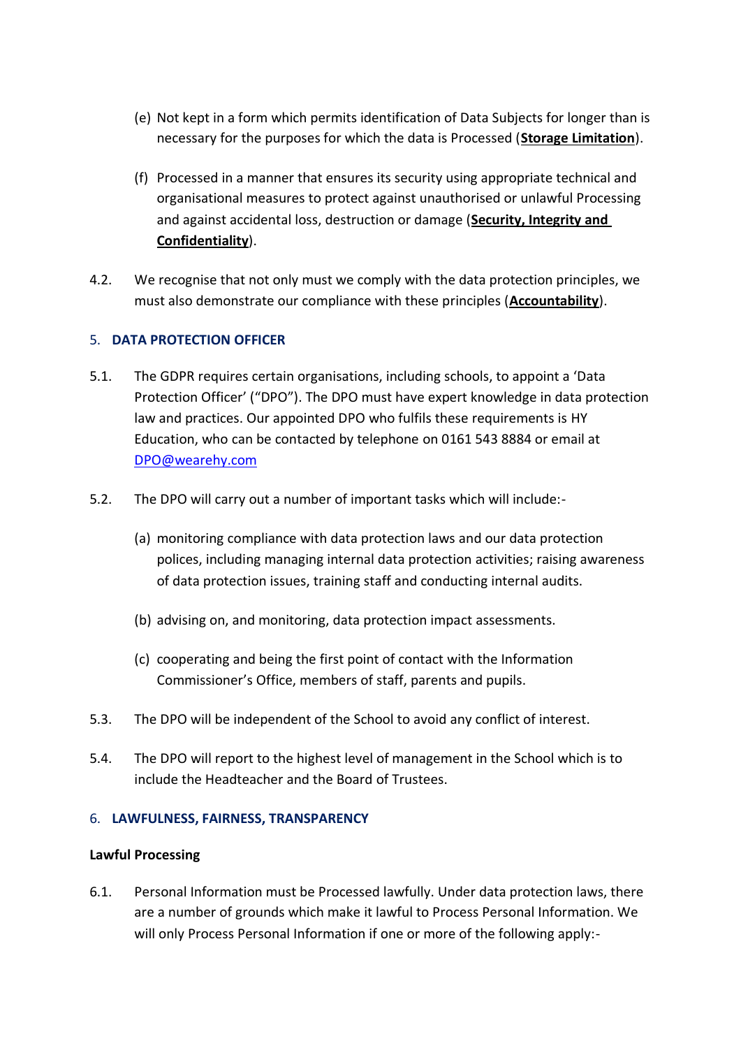(e) Not kept in a form which permits identification of Data Subjects for longer than is necessary for the purposes for which the data is Processed (**Storage Limitation**).

(f) Processed in a manner that ensures its security using appropriate technical and organisational measures to protect against unauthorised or unlawful Processing and against accidental loss, destruction or damage (**Security, Integrity and Confidentiality**).

4.2. We recognise that not only must we comply with the data protection principles, we must also demonstrate our compliance with these principles (**Accountability**).

## 5. DATA PROTECTION OFFICER

5.1. The GDPR requires certain organisations, including schools, to appoint a 'Data Protection Officer' ("DPO"). The DPO must have expert knowledge in data protection law and practices. Our appointed DPO who fulfils these requirements is HY Education, who can be contacted by telephone on 0161 543 8884 or email at DPO@wearehy.com

5.2. The DPO will carry out a number of important tasks which will include:-

(a) monitoring compliance with data protection laws and our data protection polices, including managing internal data protection activities; raising awareness of data protection issues, training staff and conducting internal audits.

(b) advising on, and monitoring, data protection impact assessments.

(c) cooperating and being the first point of contact with the Information Commissioner's Office, members of staff, parents and pupils.

5.3. The DPO will be independent of the School to avoid any conflict of interest.

5.4. The DPO will report to the highest level of management in the School which is to include the Headteacher and the Board of Trustees.

## 6. LAWFULNESS, FAIRNESS, TRANSPARENCY

**Lawful Processing**

6.1. Personal Information must be Processed lawfully. Under data protection laws, there are a number of grounds which make it lawful to Process Personal Information. We will only Process Personal Information if one or more of the following apply:-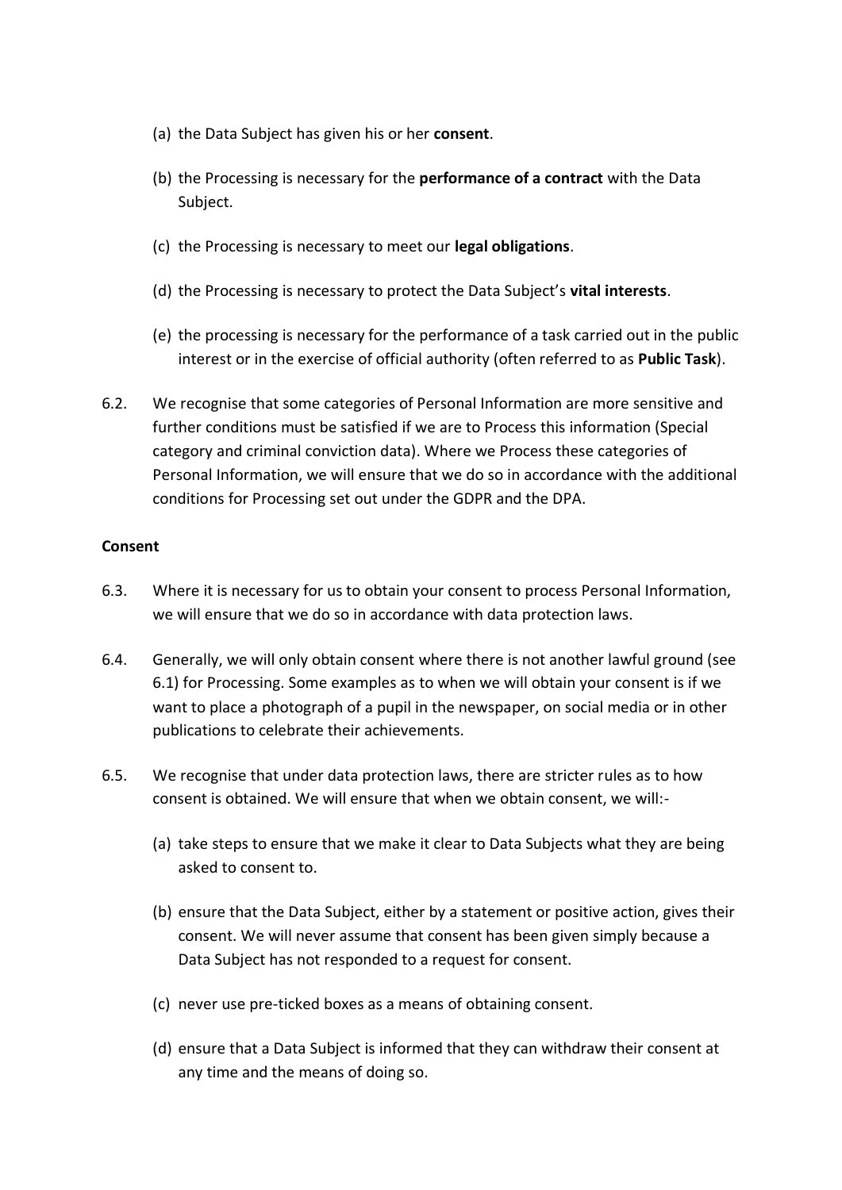(a) the Data Subject has given his or her **consent**.

(b) the Processing is necessary for the **performance of a contract** with the Data Subject.

(c) the Processing is necessary to meet our **legal obligations**.

(d) the Processing is necessary to protect the Data Subject's **vital interests**.

(e) the processing is necessary for the performance of a task carried out in the public interest or in the exercise of official authority (often referred to as **Public Task**).

6.2. We recognise that some categories of Personal Information are more sensitive and further conditions must be satisfied if we are to Process this information (Special category and criminal conviction data). Where we Process these categories of Personal Information, we will ensure that we do so in accordance with the additional conditions for Processing set out under the GDPR and the DPA.

**Consent**

6.3. Where it is necessary for us to obtain your consent to process Personal Information, we will ensure that we do so in accordance with data protection laws.

6.4. Generally, we will only obtain consent where there is not another lawful ground (see 6.1) for Processing. Some examples as to when we will obtain your consent is if we want to place a photograph of a pupil in the newspaper, on social media or in other publications to celebrate their achievements.

6.5. We recognise that under data protection laws, there are stricter rules as to how consent is obtained. We will ensure that when we obtain consent, we will:-

(a) take steps to ensure that we make it clear to Data Subjects what they are being asked to consent to.

(b) ensure that the Data Subject, either by a statement or positive action, gives their consent. We will never assume that consent has been given simply because a Data Subject has not responded to a request for consent.

(c) never use pre-ticked boxes as a means of obtaining consent.

(d) ensure that a Data Subject is informed that they can withdraw their consent at any time and the means of doing so.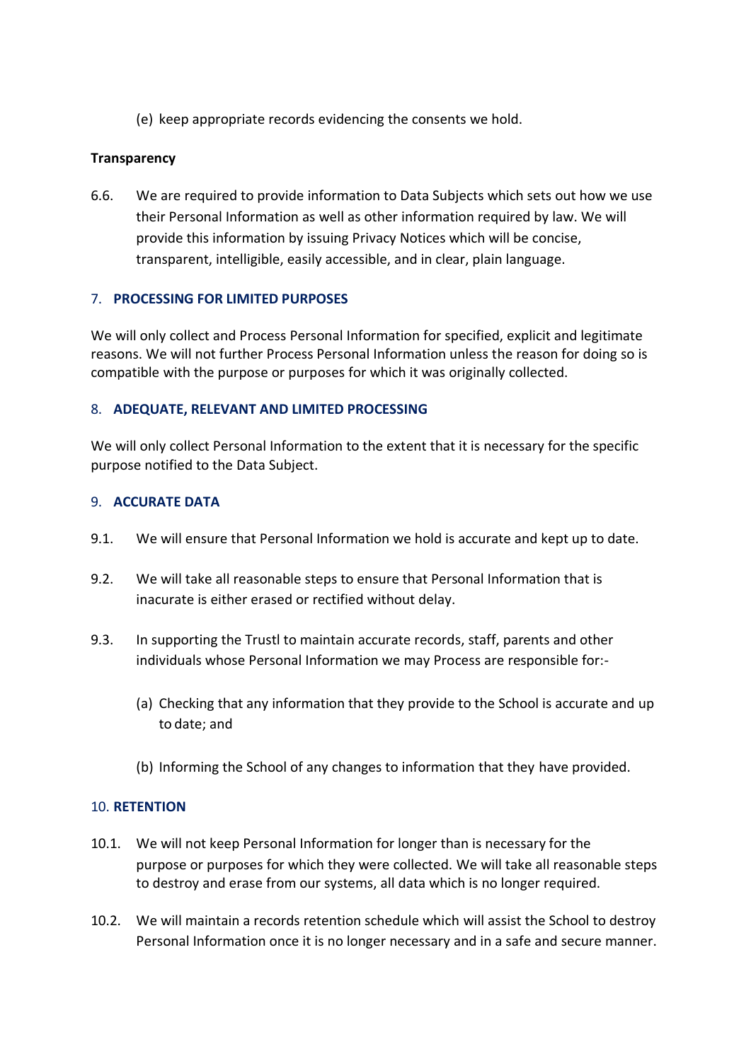(e) keep appropriate records evidencing the consents we hold.

**Transparency**

6.6. We are required to provide information to Data Subjects which sets out how we use their Personal Information as well as other information required by law. We will provide this information by issuing Privacy Notices which will be concise, transparent, intelligible, easily accessible, and in clear, plain language.

## 7. PROCESSING FOR LIMITED PURPOSES

We will only collect and Process Personal Information for specified, explicit and legitimate reasons. We will not further Process Personal Information unless the reason for doing so is compatible with the purpose or purposes for which it was originally collected.

## 8. ADEQUATE, RELEVANT AND LIMITED PROCESSING

We will only collect Personal Information to the extent that it is necessary for the specific purpose notified to the Data Subject.

## 9. ACCURATE DATA

9.1. We will ensure that Personal Information we hold is accurate and kept up to date.

9.2. We will take all reasonable steps to ensure that Personal Information that is inacurate is either erased or rectified without delay.

9.3. In supporting the Trustl to maintain accurate records, staff, parents and other individuals whose Personal Information we may Process are responsible for:-

(a) Checking that any information that they provide to the School is accurate and up to date; and

(b) Informing the School of any changes to information that they have provided.

## 10. RETENTION

10.1. We will not keep Personal Information for longer than is necessary for the purpose or purposes for which they were collected. We will take all reasonable steps to destroy and erase from our systems, all data which is no longer required.

10.2. We will maintain a records retention schedule which will assist the School to destroy Personal Information once it is no longer necessary and in a safe and secure manner.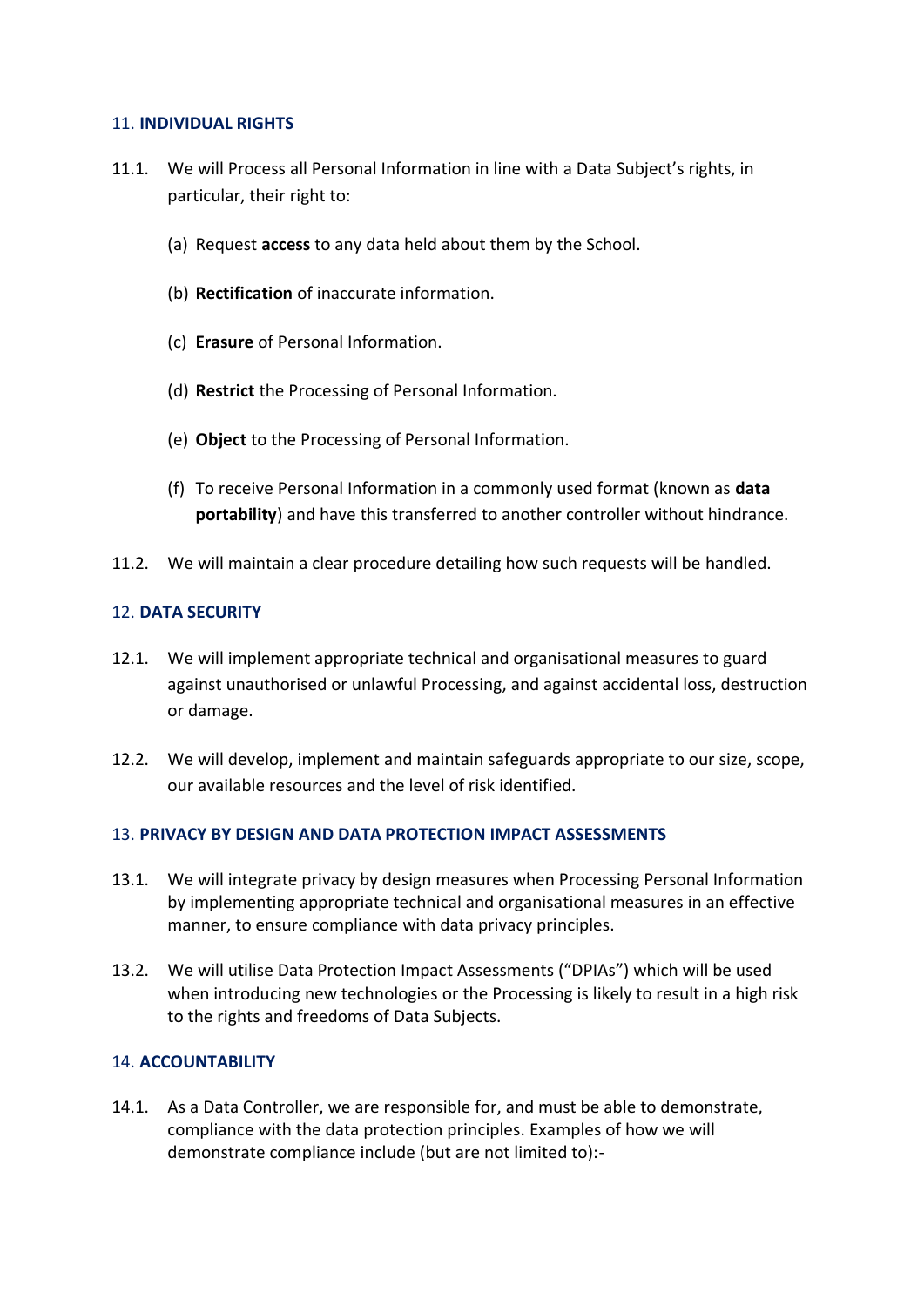## 11. **INDIVIDUAL RIGHTS**

11.1. We will Process all Personal Information in line with a Data Subject's rights, in particular, their right to:

(a) Request **access** to any data held about them by the School.

(b) **Rectification** of inaccurate information.

(c) **Erasure** of Personal Information.

(d) **Restrict** the Processing of Personal Information.

(e) **Object** to the Processing of Personal Information.

(f) To receive Personal Information in a commonly used format (known as **data portability**) and have this transferred to another controller without hindrance.

11.2. We will maintain a clear procedure detailing how such requests will be handled.

## 12. **DATA SECURITY**

12.1. We will implement appropriate technical and organisational measures to guard against unauthorised or unlawful Processing, and against accidental loss, destruction or damage.

12.2. We will develop, implement and maintain safeguards appropriate to our size, scope, our available resources and the level of risk identified.

## 13. **PRIVACY BY DESIGN AND DATA PROTECTION IMPACT ASSESSMENTS**

13.1. We will integrate privacy by design measures when Processing Personal Information by implementing appropriate technical and organisational measures in an effective manner, to ensure compliance with data privacy principles.

13.2. We will utilise Data Protection Impact Assessments ("DPIAs") which will be used when introducing new technologies or the Processing is likely to result in a high risk to the rights and freedoms of Data Subjects.

## 14. **ACCOUNTABILITY**

14.1. As a Data Controller, we are responsible for, and must be able to demonstrate, compliance with the data protection principles. Examples of how we will demonstrate compliance include (but are not limited to):-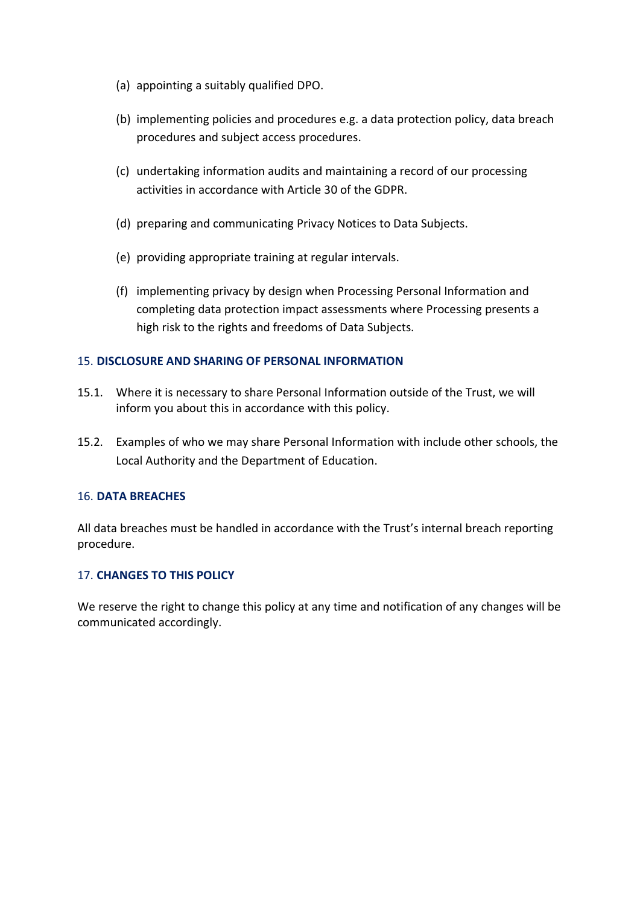(a) appointing a suitably qualified DPO.

(b) implementing policies and procedures e.g. a data protection policy, data breach procedures and subject access procedures.

(c) undertaking information audits and maintaining a record of our processing activities in accordance with Article 30 of the GDPR.

(d) preparing and communicating Privacy Notices to Data Subjects.

(e) providing appropriate training at regular intervals.

(f) implementing privacy by design when Processing Personal Information and completing data protection impact assessments where Processing presents a high risk to the rights and freedoms of Data Subjects.

## 15. DISCLOSURE AND SHARING OF PERSONAL INFORMATION

15.1. Where it is necessary to share Personal Information outside of the Trust, we will inform you about this in accordance with this policy.

15.2. Examples of who we may share Personal Information with include other schools, the Local Authority and the Department of Education.

## 16. DATA BREACHES

All data breaches must be handled in accordance with the Trust's internal breach reporting procedure.

## 17. CHANGES TO THIS POLICY

We reserve the right to change this policy at any time and notification of any changes will be communicated accordingly.